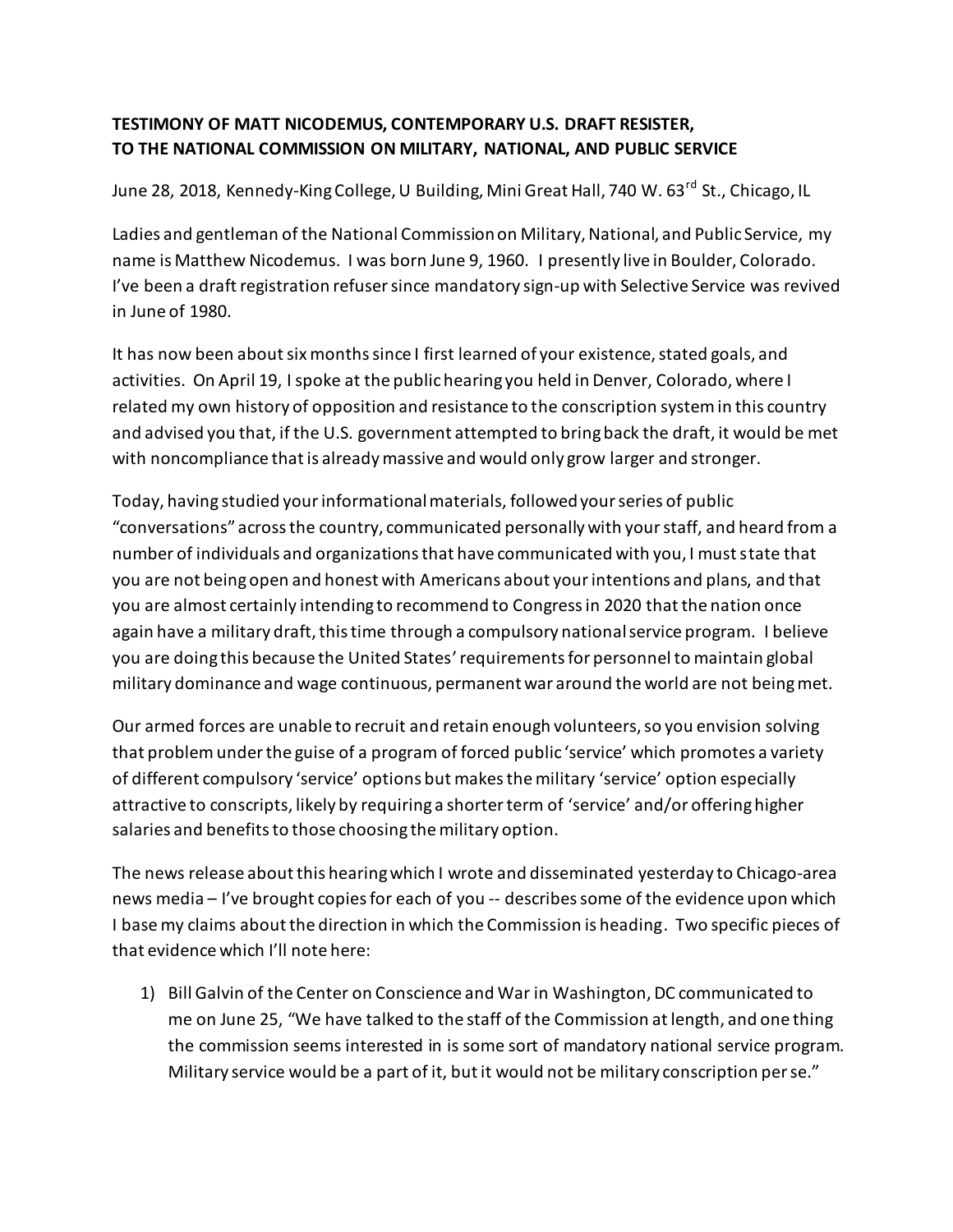**TESTIMONY OF MATT NICODEMUS, CONTEMPORARY U.S. DRAFT RESISTER, TO THE NATIONAL COMMISSION ON MILITARY, NATIONAL, AND PUBLIC SERVICE**

June 28, 2018, Kennedy-King College, U Building, Mini Great Hall, 740 W. 63rd St., Chicago, IL

Ladies and gentleman of the National Commission on Military, National, and Public Service, my name is Matthew Nicodemus. I was born June 9, 1960. I presently live in Boulder, Colorado. I've been a draft registration refuser since mandatory sign-up with Selective Service was revived in June of 1980.

It has now been about six months since I first learned of your existence, stated goals, and activities. On April 19, I spoke at the public hearing you held in Denver, Colorado, where I related my own history of opposition and resistance to the conscription system in this country and advised you that, if the U.S. government attempted to bring back the draft, it would be met with noncompliance that is already massive and would only grow larger and stronger.

Today, having studied your informational materials, followed your series of public "conversations" across the country, communicated personally with your staff, and heard from a number of individuals and organizations that have communicated with you, I must state that you are not being open and honest with Americans about your intentions and plans, and that you are almost certainly intending to recommend to Congress in 2020 that the nation once again have a military draft, this time through a compulsory national service program. I believe you are doing this because the United States' requirements for personnel to maintain global military dominance and wage continuous, permanent war around the world are not being met.

Our armed forces are unable to recruit and retain enough volunteers, so you envision solving that problem under the guise of a program of forced public 'service' which promotes a variety of different compulsory 'service' options but makes the military 'service' option especially attractive to conscripts, likely by requiring a shorter term of 'service' and/or offering higher salaries and benefits to those choosing the military option.

The news release about this hearing which I wrote and disseminated yesterday to Chicago-area news media – I've brought copies for each of you -- describes some of the evidence upon which I base my claims about the direction in which the Commission is heading. Two specific pieces of that evidence which I'll note here:

1) Bill Galvin of the Center on Conscience and War in Washington, DC communicated to me on June 25, "We have talked to the staff of the Commission at length, and one thing the commission seems interested in is some sort of mandatory national service program. Military service would be a part of it, but it would not be military conscription per se."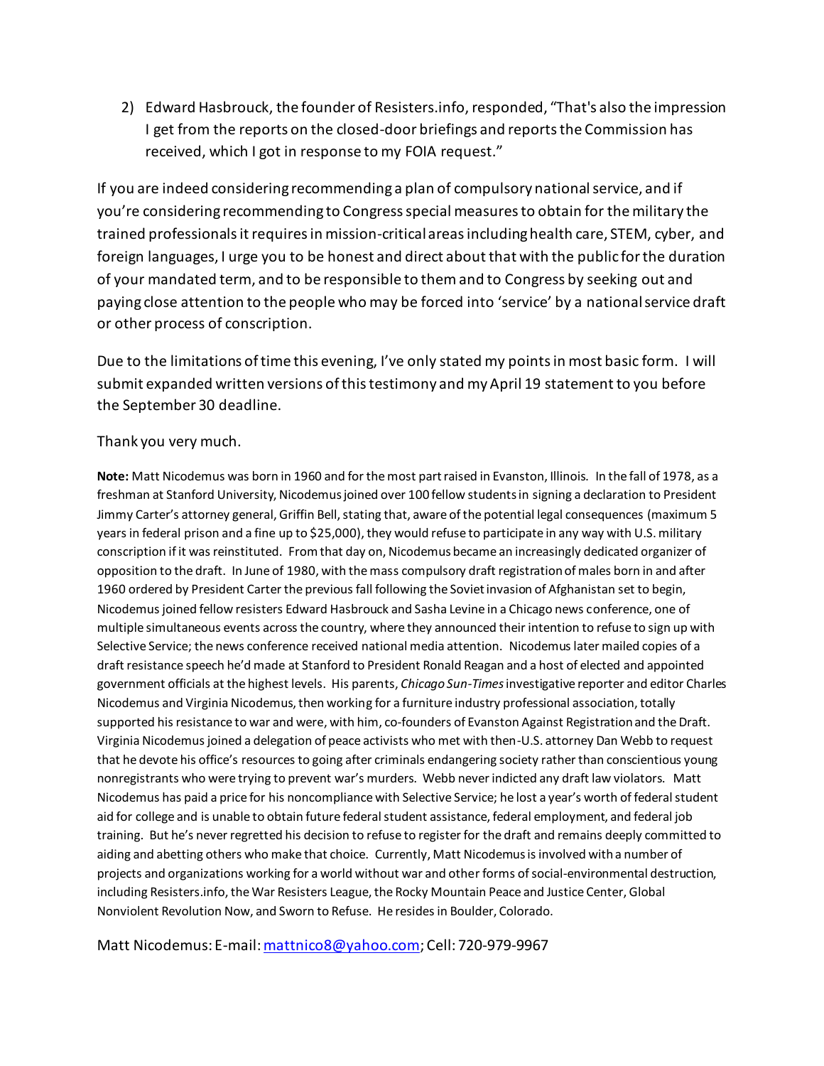2) Edward Hasbrouck, the founder of Resisters.info, responded, "That's also the impression I get from the reports on the closed-door briefings and reports the Commission has received, which I got in response to my FOIA request."

If you are indeed considering recommending a plan of compulsory national service, and if you're considering recommending to Congress special measures to obtain for the military the trained professionals it requires in mission-critical areas including health care, STEM, cyber, and foreign languages, I urge you to be honest and direct about that with the public for the duration of your mandated term, and to be responsible to them and to Congress by seeking out and paying close attention to the people who may be forced into 'service' by a national service draft or other process of conscription.

Due to the limitations of time this evening, I've only stated my points in most basic form. I will submit expanded written versions of this testimony and my April 19 statement to you before the September 30 deadline.

Thank you very much.

**Note:** Matt Nicodemus was born in 1960 and for the most part raised in Evanston, Illinois. In the fall of 1978, as a freshman at Stanford University, Nicodemus joined over 100 fellow students in signing a declaration to President Jimmy Carter's attorney general, Griffin Bell, stating that, aware of the potential legal consequences (maximum 5 years in federal prison and a fine up to $25,000), they would refuse to participate in any way with U.S. military conscription if it was reinstituted. From that day on, Nicodemus became an increasingly dedicated organizer of opposition to the draft. In June of 1980, with the mass compulsory draft registration of males born in and after 1960 ordered by President Carter the previous fall following the Soviet invasion of Afghanistan set to begin, Nicodemus joined fellow resisters Edward Hasbrouck and Sasha Levine in a Chicago news conference, one of multiple simultaneous events across the country, where they announced their intention to refuse to sign up with Selective Service; the news conference received national media attention. Nicodemus later mailed copies of a draft resistance speech he'd made at Stanford to President Ronald Reagan and a host of elected and appointed government officials at the highest levels. His parents, *Chicago Sun-Times* investigative reporter and editor Charles Nicodemus and Virginia Nicodemus, then working for a furniture industry professional association, totally supported his resistance to war and were, with him, co-founders of Evanston Against Registration and the Draft. Virginia Nicodemus joined a delegation of peace activists who met with then-U.S. attorney Dan Webb to request that he devote his office's resources to going after criminals endangering society rather than conscientious young nonregistrants who were trying to prevent war's murders. Webb never indicted any draft law violators. Matt Nicodemus has paid a price for his noncompliance with Selective Service; he lost a year's worth of federal student aid for college and is unable to obtain future federal student assistance, federal employment, and federal job training. But he's never regretted his decision to refuse to register for the draft and remains deeply committed to aiding and abetting others who make that choice. Currently, Matt Nicodemus is involved with a number of projects and organizations working for a world without war and other forms of social-environmental destruction, including Resisters.info, the War Resisters League, the Rocky Mountain Peace and Justice Center, Global Nonviolent Revolution Now, and Sworn to Refuse. He resides in Boulder, Colorado.

Matt Nicodemus: E-mail: mattnico8@yahoo.com; Cell: 720-979-9967